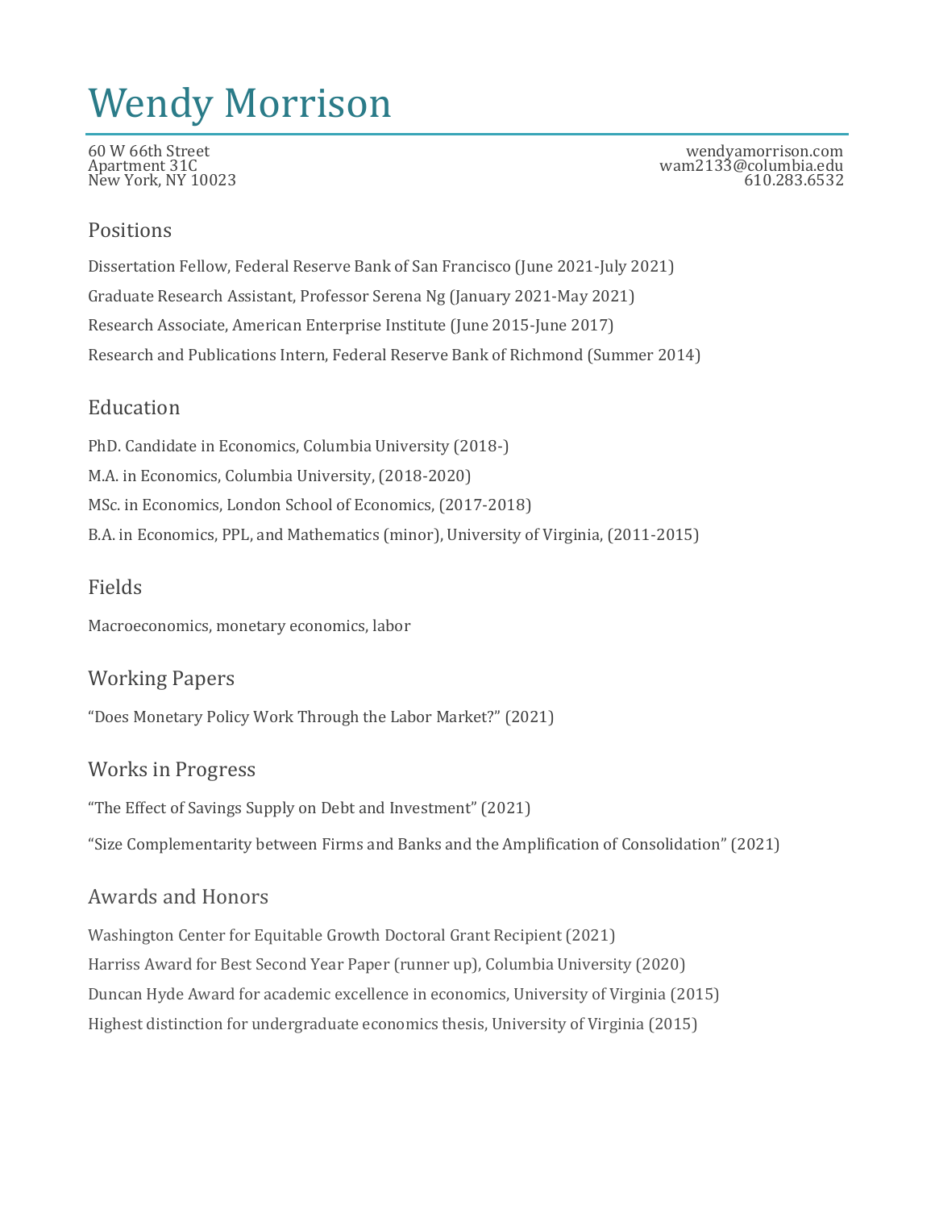# Wendy Morrison

60 W 66th Street
Apartment 31C
New York, NY 10023

wendyamorrison.com
wam2133@columbia.edu
610.283.6532

## Positions

Dissertation Fellow, Federal Reserve Bank of San Francisco (June 2021-July 2021)

Graduate Research Assistant, Professor Serena Ng (January 2021-May 2021)

Research Associate, American Enterprise Institute (June 2015-June 2017)

Research and Publications Intern, Federal Reserve Bank of Richmond (Summer 2014)

## Education

PhD. Candidate in Economics, Columbia University (2018-)

M.A. in Economics, Columbia University, (2018-2020)

MSc. in Economics, London School of Economics, (2017-2018)

B.A. in Economics, PPL, and Mathematics (minor), University of Virginia, (2011-2015)

## Fields

Macroeconomics, monetary economics, labor

## Working Papers

"Does Monetary Policy Work Through the Labor Market?" (2021)

## Works in Progress

"The Effect of Savings Supply on Debt and Investment" (2021)

"Size Complementarity between Firms and Banks and the Amplification of Consolidation" (2021)

## Awards and Honors

Washington Center for Equitable Growth Doctoral Grant Recipient (2021)

Harriss Award for Best Second Year Paper (runner up), Columbia University (2020)

Duncan Hyde Award for academic excellence in economics, University of Virginia (2015)

Highest distinction for undergraduate economics thesis, University of Virginia (2015)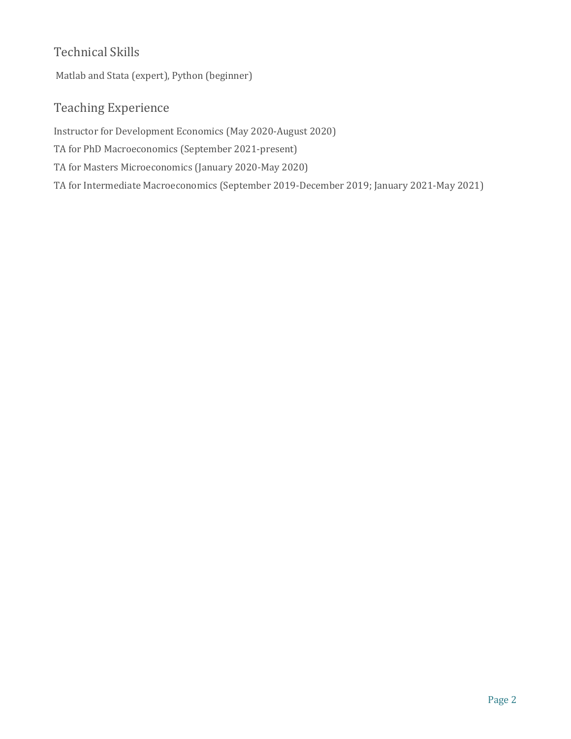## Technical Skills

Matlab and Stata (expert), Python (beginner)

## Teaching Experience

Instructor for Development Economics (May 2020-August 2020)

TA for PhD Macroeconomics (September 2021-present)

TA for Masters Microeconomics (January 2020-May 2020)

TA for Intermediate Macroeconomics (September 2019-December 2019; January 2021-May 2021)